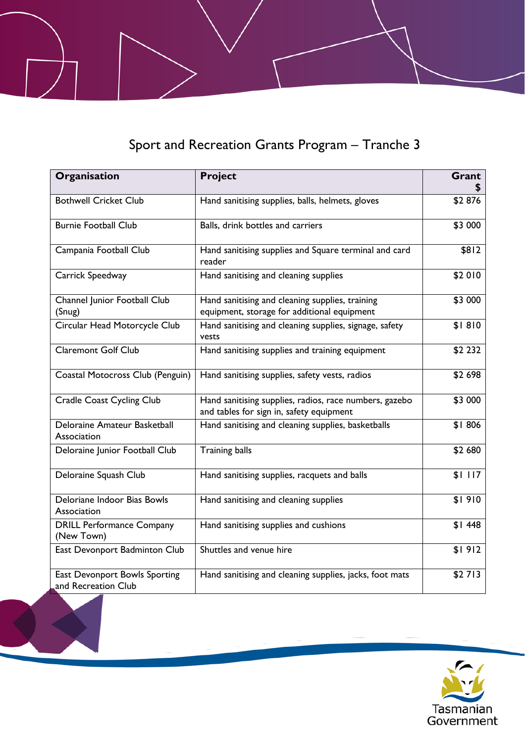# Sport and Recreation Grants Program – Tranche 3

| Organisation | Project | Grant $ |
|---|---|---|
| Bothwell Cricket Club | Hand sanitising supplies, balls, helmets, gloves | $2 876 |
| Burnie Football Club | Balls, drink bottles and carriers | $3 000 |
| Campania Football Club | Hand sanitising supplies and Square terminal and card reader | $812 |
| Carrick Speedway | Hand sanitising and cleaning supplies | $2 010 |
| Channel Junior Football Club (Snug) | Hand sanitising and cleaning supplies, training equipment, storage for additional equipment | $3 000 |
| Circular Head Motorcycle Club | Hand sanitising and cleaning supplies, signage, safety vests | $1 810 |
| Claremont Golf Club | Hand sanitising supplies and training equipment | $2 232 |
| Coastal Motocross Club (Penguin) | Hand sanitising supplies, safety vests, radios | $2 698 |
| Cradle Coast Cycling Club | Hand sanitising supplies, radios, race numbers, gazebo and tables for sign in, safety equipment | $3 000 |
| Deloraine Amateur Basketball Association | Hand sanitising and cleaning supplies, basketballs | $1 806 |
| Deloraine Junior Football Club | Training balls | $2 680 |
| Deloraine Squash Club | Hand sanitising supplies, racquets and balls | $1 117 |
| Deloriane Indoor Bias Bowls Association | Hand sanitising and cleaning supplies | $1 910 |
| DRILL Performance Company (New Town) | Hand sanitising supplies and cushions | $1 448 |
| East Devonport Badminton Club | Shuttles and venue hire | $1 912 |
| East Devonport Bowls Sporting and Recreation Club | Hand sanitising and cleaning supplies, jacks, foot mats | $2 713 |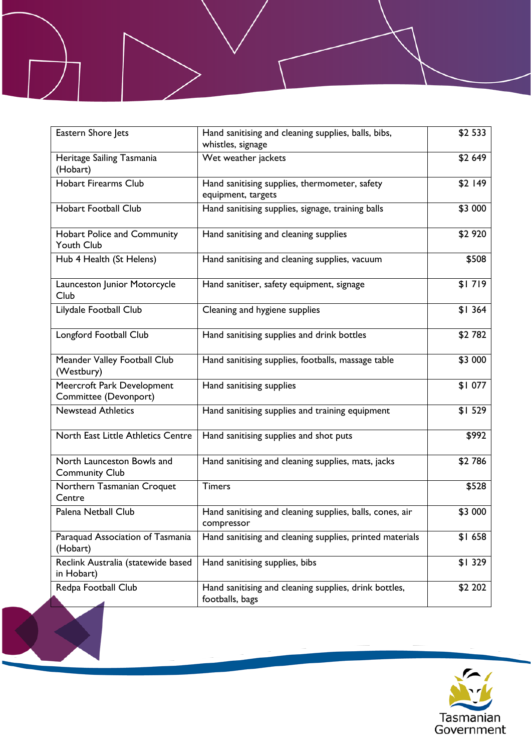| | | |
|---|---|---|
| Eastern Shore Jets | Hand sanitising and cleaning supplies, balls, bibs, whistles, signage | $2 533 |
| Heritage Sailing Tasmania (Hobart) | Wet weather jackets | $2 649 |
| Hobart Firearms Club | Hand sanitising supplies, thermometer, safety equipment, targets | $2 149 |
| Hobart Football Club | Hand sanitising supplies, signage, training balls | $3 000 |
| Hobart Police and Community Youth Club | Hand sanitising and cleaning supplies | $2 920 |
| Hub 4 Health (St Helens) | Hand sanitising and cleaning supplies, vacuum | $508 |
| Launceston Junior Motorcycle Club | Hand sanitiser, safety equipment, signage | $1 719 |
| Lilydale Football Club | Cleaning and hygiene supplies | $1 364 |
| Longford Football Club | Hand sanitising supplies and drink bottles | $2 782 |
| Meander Valley Football Club (Westbury) | Hand sanitising supplies, footballs, massage table | $3 000 |
| Meercroft Park Development Committee (Devonport) | Hand sanitising supplies | $1 077 |
| Newstead Athletics | Hand sanitising supplies and training equipment | $1 529 |
| North East Little Athletics Centre | Hand sanitising supplies and shot puts | $992 |
| North Launceston Bowls and Community Club | Hand sanitising and cleaning supplies, mats, jacks | $2 786 |
| Northern Tasmanian Croquet Centre | Timers | $528 |
| Palena Netball Club | Hand sanitising and cleaning supplies, balls, cones, air compressor | $3 000 |
| Paraquad Association of Tasmania (Hobart) | Hand sanitising and cleaning supplies, printed materials | $1 658 |
| Reclink Australia (statewide based in Hobart) | Hand sanitising supplies, bibs | $1 329 |
| Redpa Football Club | Hand sanitising and cleaning supplies, drink bottles, footballs, bags | $2 202 |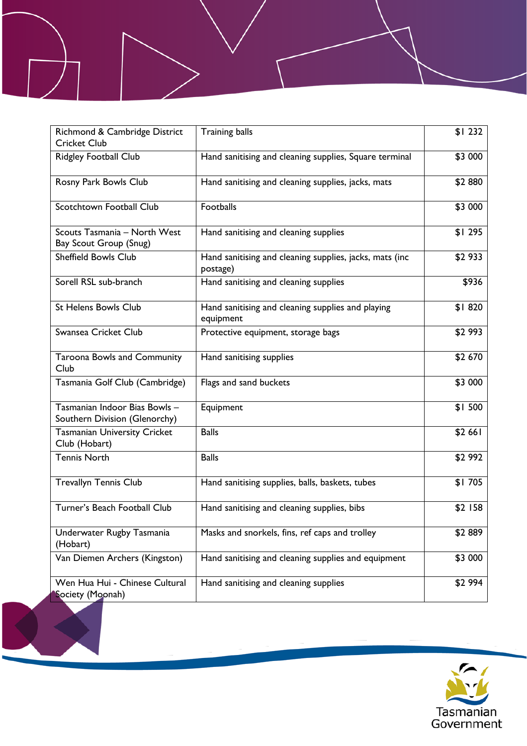| | | |
|---|---|---|
| Richmond & Cambridge District Cricket Club | Training balls | $1 232 |
| Ridgley Football Club | Hand sanitising and cleaning supplies, Square terminal | $3 000 |
| Rosny Park Bowls Club | Hand sanitising and cleaning supplies, jacks, mats | $2 880 |
| Scotchtown Football Club | Footballs | $3 000 |
| Scouts Tasmania – North West Bay Scout Group (Snug) | Hand sanitising and cleaning supplies | $1 295 |
| Sheffield Bowls Club | Hand sanitising and cleaning supplies, jacks, mats (inc postage) | $2 933 |
| Sorell RSL sub-branch | Hand sanitising and cleaning supplies | $936 |
| St Helens Bowls Club | Hand sanitising and cleaning supplies and playing equipment | $1 820 |
| Swansea Cricket Club | Protective equipment, storage bags | $2 993 |
| Taroona Bowls and Community Club | Hand sanitising supplies | $2 670 |
| Tasmania Golf Club (Cambridge) | Flags and sand buckets | $3 000 |
| Tasmanian Indoor Bias Bowls – Southern Division (Glenorchy) | Equipment | $1 500 |
| Tasmanian University Cricket Club (Hobart) | Balls | $2 661 |
| Tennis North | Balls | $2 992 |
| Trevallyn Tennis Club | Hand sanitising supplies, balls, baskets, tubes | $1 705 |
| Turner's Beach Football Club | Hand sanitising and cleaning supplies, bibs | $2 158 |
| Underwater Rugby Tasmania (Hobart) | Masks and snorkels, fins, ref caps and trolley | $2 889 |
| Van Diemen Archers (Kingston) | Hand sanitising and cleaning supplies and equipment | $3 000 |
| Wen Hua Hui - Chinese Cultural Society (Moonah) | Hand sanitising and cleaning supplies | $2 994 |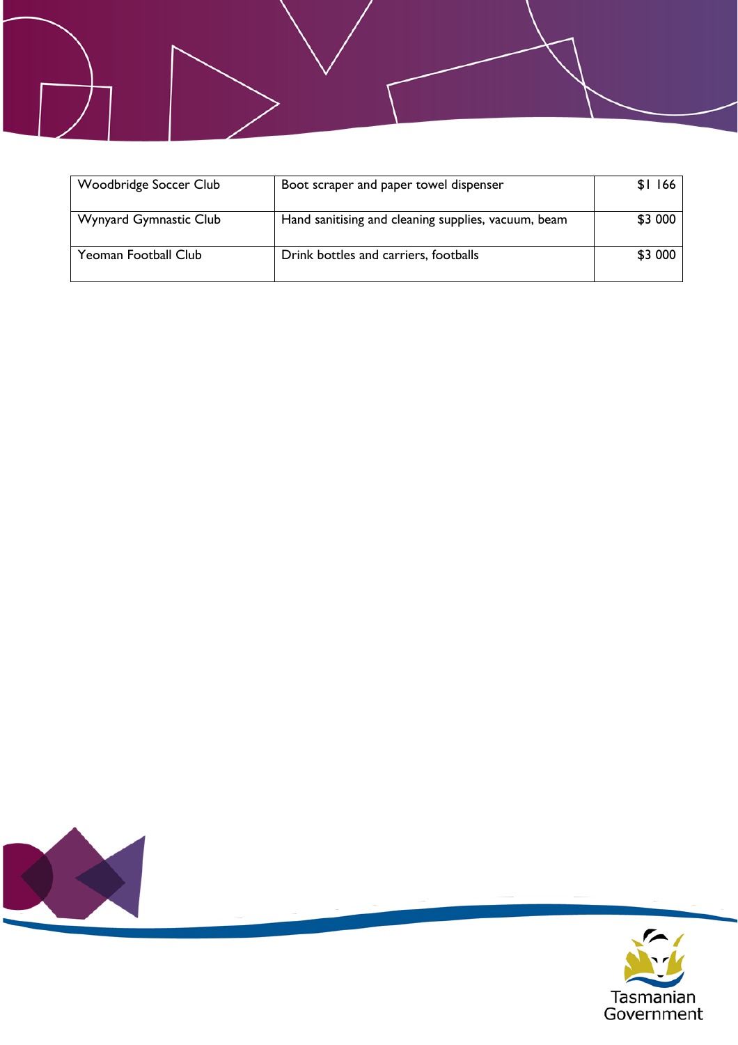| | | |
|---|---|---|
| Woodbridge Soccer Club | Boot scraper and paper towel dispenser | $1 166 |
| Wynyard Gymnastic Club | Hand sanitising and cleaning supplies, vacuum, beam | $3 000 |
| Yeoman Football Club | Drink bottles and carriers, footballs | $3 000 |